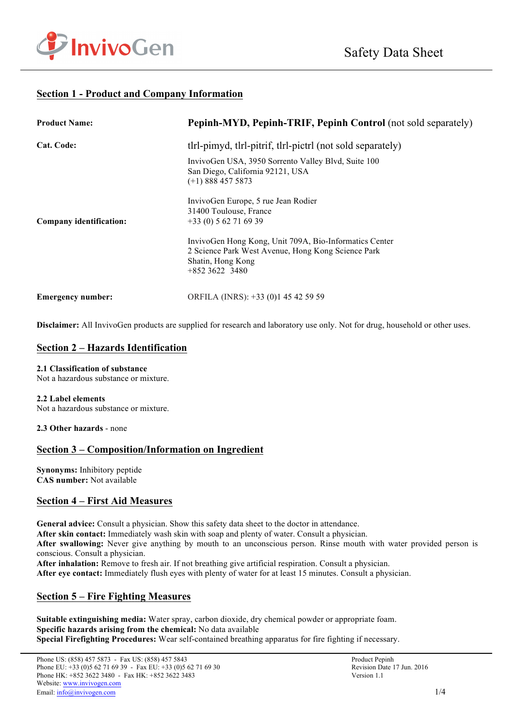# Safety Data Sheet

## Section 1 - Product and Company Information

| | |
|---|---|
| **Product Name:** | **Pepinh-MYD, Pepinh-TRIF, Pepinh Control** (not sold separately) |
| **Cat. Code:** | tlrl-pimyd, tlrl-pitrif, tlrl-pictrl (not sold separately) |
| **Company identification:** | InvivoGen USA, 3950 Sorrento Valley Blvd, Suite 100<br>San Diego, California 92121, USA<br>(+1) 888 457 5873<br><br>InvivoGen Europe, 5 rue Jean Rodier<br>31400 Toulouse, France<br>+33 (0) 5 62 71 69 39<br><br>InvivoGen Hong Kong, Unit 709A, Bio-Informatics Center<br>2 Science Park West Avenue, Hong Kong Science Park<br>Shatin, Hong Kong<br>+852 3622 3480 |
| **Emergency number:** | ORFILA (INRS): +33 (0)1 45 42 59 59 |

**Disclaimer:** All InvivoGen products are supplied for research and laboratory use only. Not for drug, household or other uses.

## Section 2 – Hazards Identification

**2.1 Classification of substance**
Not a hazardous substance or mixture.

**2.2 Label elements**
Not a hazardous substance or mixture.

**2.3 Other hazards** - none

## Section 3 – Composition/Information on Ingredient

**Synonyms:** Inhibitory peptide
**CAS number:** Not available

## Section 4 – First Aid Measures

**General advice:** Consult a physician. Show this safety data sheet to the doctor in attendance.
**After skin contact:** Immediately wash skin with soap and plenty of water. Consult a physician.
**After swallowing:** Never give anything by mouth to an unconscious person. Rinse mouth with water provided person is conscious. Consult a physician.
**After inhalation:** Remove to fresh air. If not breathing give artificial respiration. Consult a physician.
**After eye contact:** Immediately flush eyes with plenty of water for at least 15 minutes. Consult a physician.

## Section 5 – Fire Fighting Measures

**Suitable extinguishing media:** Water spray, carbon dioxide, dry chemical powder or appropriate foam.
**Specific hazards arising from the chemical:** No data available
**Special Firefighting Procedures:** Wear self-contained breathing apparatus for fire fighting if necessary.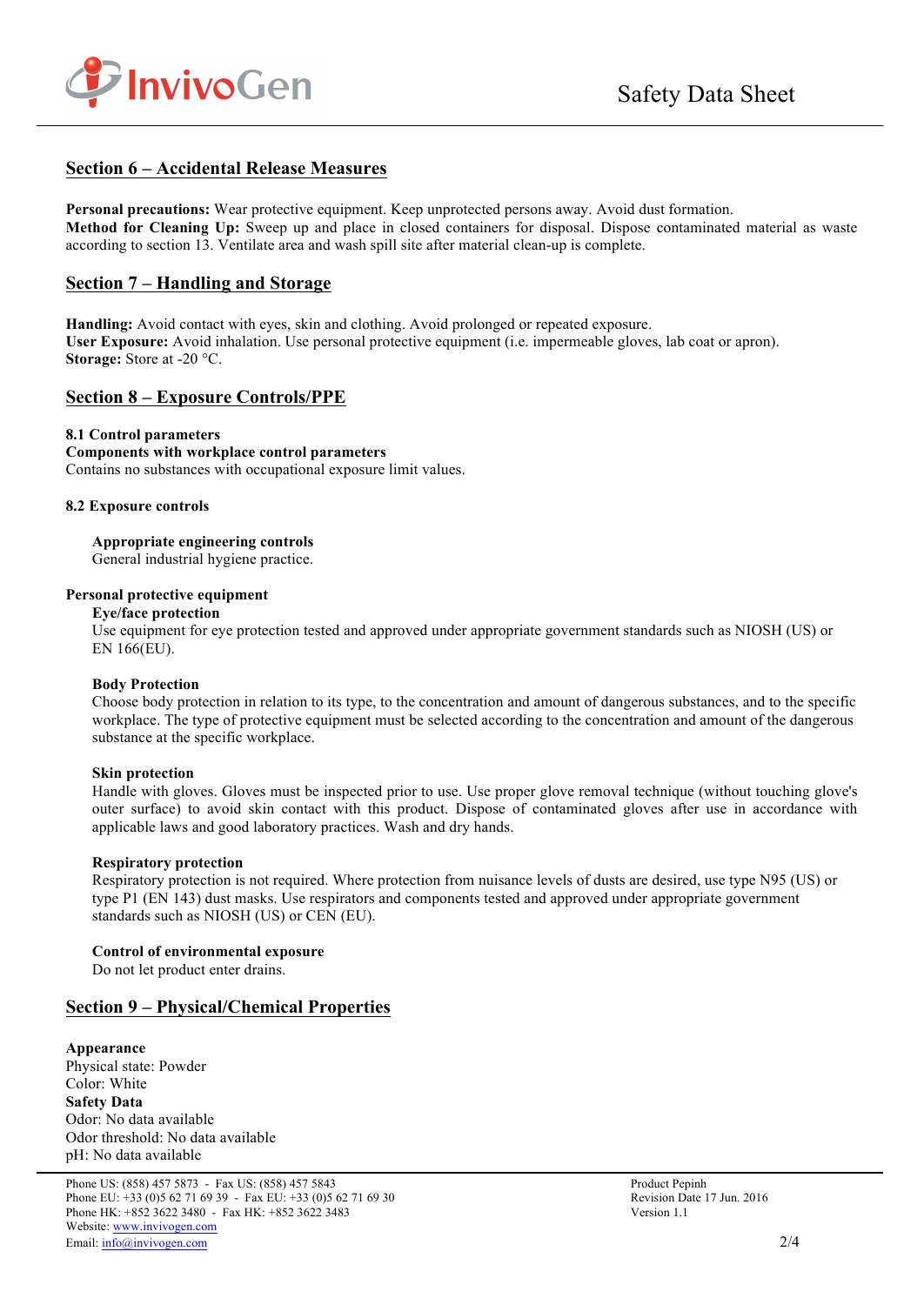## Section 6 – Accidental Release Measures

**Personal precautions:** Wear protective equipment. Keep unprotected persons away. Avoid dust formation.
**Method for Cleaning Up:** Sweep up and place in closed containers for disposal. Dispose contaminated material as waste according to section 13. Ventilate area and wash spill site after material clean-up is complete.

## Section 7 – Handling and Storage

**Handling:** Avoid contact with eyes, skin and clothing. Avoid prolonged or repeated exposure.
**User Exposure:** Avoid inhalation. Use personal protective equipment (i.e. impermeable gloves, lab coat or apron).
**Storage:** Store at -20 °C.

## Section 8 – Exposure Controls/PPE

**8.1 Control parameters**
**Components with workplace control parameters**
Contains no substances with occupational exposure limit values.

**8.2 Exposure controls**

**Appropriate engineering controls**
General industrial hygiene practice.

**Personal protective equipment**

**Eye/face protection**
Use equipment for eye protection tested and approved under appropriate government standards such as NIOSH (US) or EN 166(EU).

**Body Protection**
Choose body protection in relation to its type, to the concentration and amount of dangerous substances, and to the specific workplace. The type of protective equipment must be selected according to the concentration and amount of the dangerous substance at the specific workplace.

**Skin protection**
Handle with gloves. Gloves must be inspected prior to use. Use proper glove removal technique (without touching glove's outer surface) to avoid skin contact with this product. Dispose of contaminated gloves after use in accordance with applicable laws and good laboratory practices. Wash and dry hands.

**Respiratory protection**
Respiratory protection is not required. Where protection from nuisance levels of dusts are desired, use type N95 (US) or type P1 (EN 143) dust masks. Use respirators and components tested and approved under appropriate government standards such as NIOSH (US) or CEN (EU).

**Control of environmental exposure**
Do not let product enter drains.

## Section 9 – Physical/Chemical Properties

**Appearance**
Physical state: Powder
Color: White
**Safety Data**
Odor: No data available
Odor threshold: No data available
pH: No data available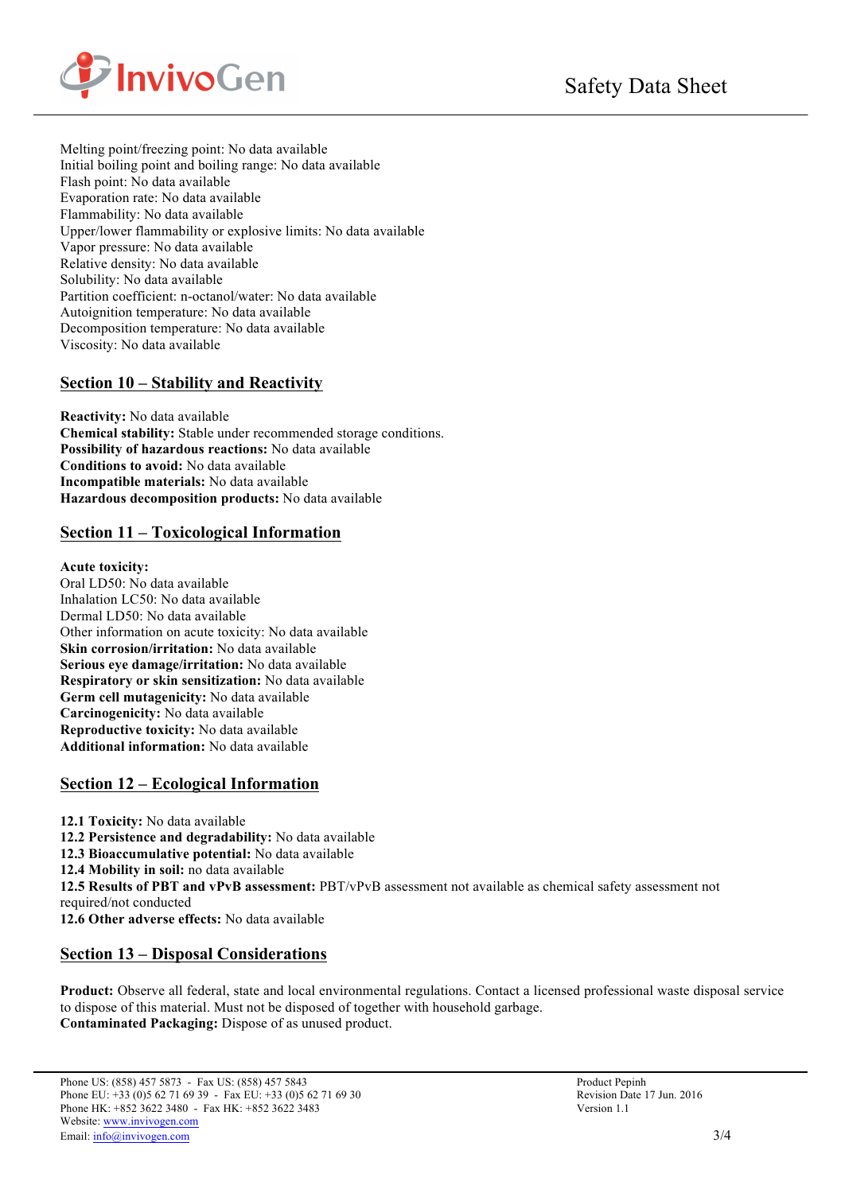Melting point/freezing point: No data available
Initial boiling point and boiling range: No data available
Flash point: No data available
Evaporation rate: No data available
Flammability: No data available
Upper/lower flammability or explosive limits: No data available
Vapor pressure: No data available
Relative density: No data available
Solubility: No data available
Partition coefficient: n-octanol/water: No data available
Autoignition temperature: No data available
Decomposition temperature: No data available
Viscosity: No data available

## Section 10 – Stability and Reactivity

**Reactivity:** No data available
**Chemical stability:** Stable under recommended storage conditions.
**Possibility of hazardous reactions:** No data available
**Conditions to avoid:** No data available
**Incompatible materials:** No data available
**Hazardous decomposition products:** No data available

## Section 11 – Toxicological Information

**Acute toxicity:**
Oral LD50: No data available
Inhalation LC50: No data available
Dermal LD50: No data available
Other information on acute toxicity: No data available
**Skin corrosion/irritation:** No data available
**Serious eye damage/irritation:** No data available
**Respiratory or skin sensitization:** No data available
**Germ cell mutagenicity:** No data available
**Carcinogenicity:** No data available
**Reproductive toxicity:** No data available
**Additional information:** No data available

## Section 12 – Ecological Information

**12.1 Toxicity:** No data available
**12.2 Persistence and degradability:** No data available
**12.3 Bioaccumulative potential:** No data available
**12.4 Mobility in soil:** no data available
**12.5 Results of PBT and vPvB assessment:** PBT/vPvB assessment not available as chemical safety assessment not required/not conducted
**12.6 Other adverse effects:** No data available

## Section 13 – Disposal Considerations

**Product:** Observe all federal, state and local environmental regulations. Contact a licensed professional waste disposal service to dispose of this material. Must not be disposed of together with household garbage.
**Contaminated Packaging:** Dispose of as unused product.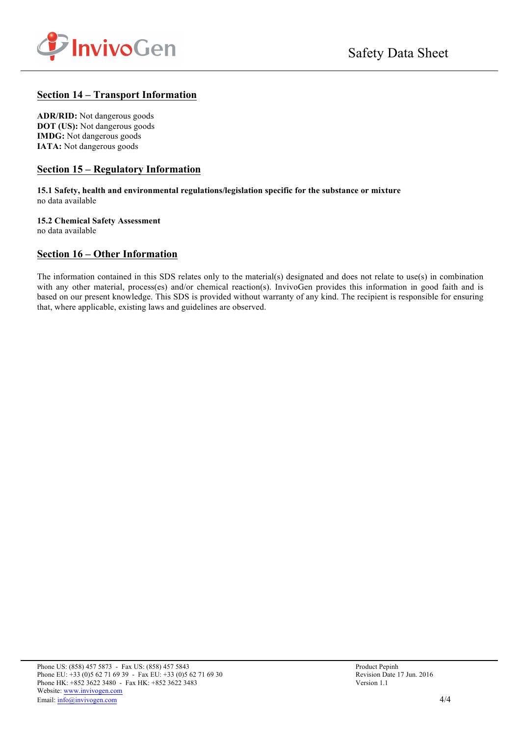## Section 14 – Transport Information

**ADR/RID:** Not dangerous goods
**DOT (US):** Not dangerous goods
**IMDG:** Not dangerous goods
**IATA:** Not dangerous goods

## Section 15 – Regulatory Information

**15.1 Safety, health and environmental regulations/legislation specific for the substance or mixture**
no data available

**15.2 Chemical Safety Assessment**
no data available

## Section 16 – Other Information

The information contained in this SDS relates only to the material(s) designated and does not relate to use(s) in combination with any other material, process(es) and/or chemical reaction(s). InvivoGen provides this information in good faith and is based on our present knowledge. This SDS is provided without warranty of any kind. The recipient is responsible for ensuring that, where applicable, existing laws and guidelines are observed.